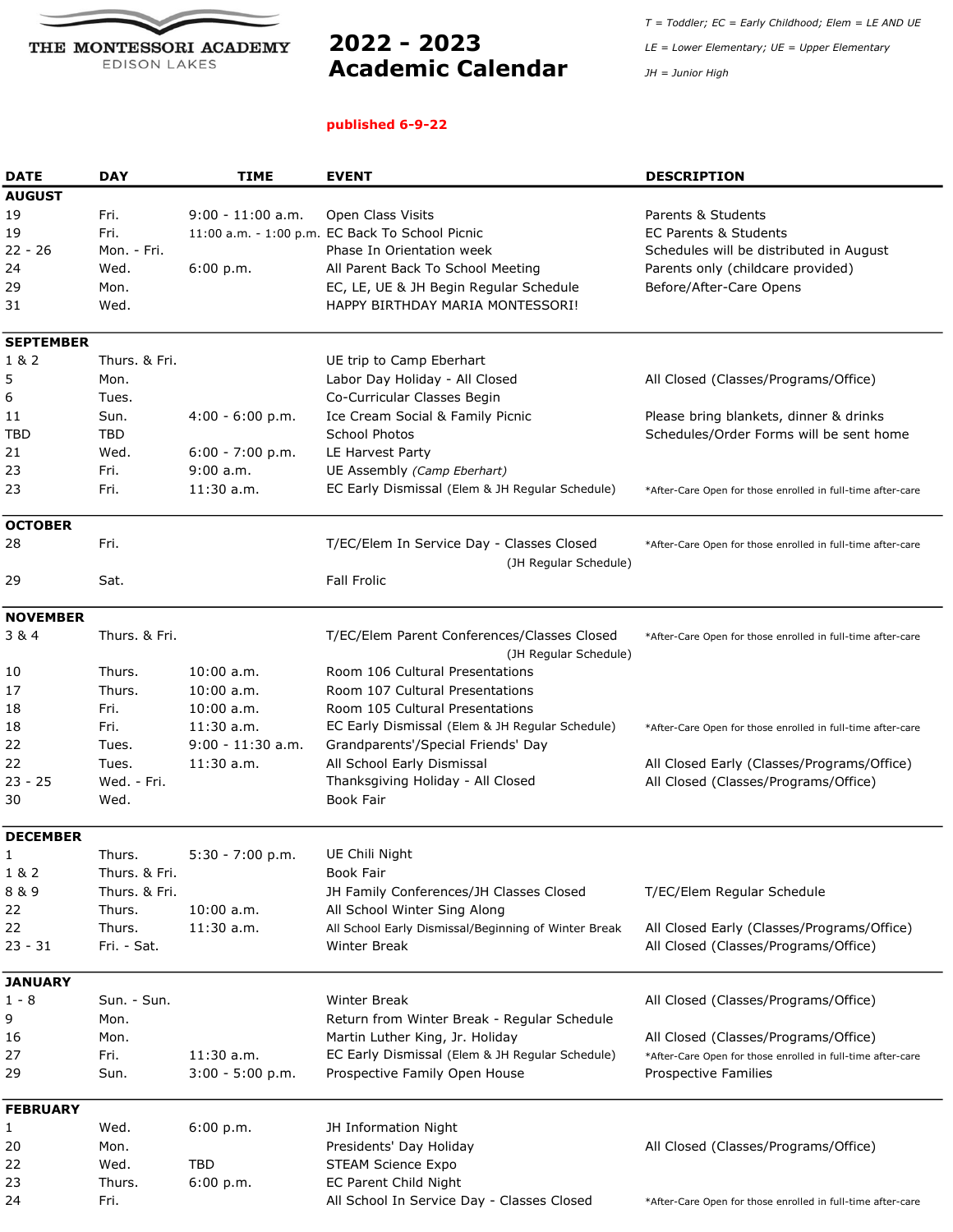THE MONTESSORI ACADEMY
EDISON LAKES

# 2022 - 2023 Academic Calendar

*T = Toddler; EC = Early Childhood; Elem = LE AND UE*

*LE = Lower Elementary; UE = Upper Elementary*

*JH = Junior High*

**published 6-9-22**

| DATE | DAY | TIME | EVENT | DESCRIPTION |
|---|---|---|---|---|
| **AUGUST** | | | | |
| 19 | Fri. | 9:00 - 11:00 a.m. | Open Class Visits | Parents & Students |
| 19 | Fri. | 11:00 a.m. - 1:00 p.m. | EC Back To School Picnic | EC Parents & Students |
| 22 - 26 | Mon. - Fri. | | Phase In Orientation week | Schedules will be distributed in August |
| 24 | Wed. | 6:00 p.m. | All Parent Back To School Meeting | Parents only (childcare provided) |
| 29 | Mon. | | EC, LE, UE & JH Begin Regular Schedule | Before/After-Care Opens |
| 31 | Wed. | | HAPPY BIRTHDAY MARIA MONTESSORI! | |
| **SEPTEMBER** | | | | |
| 1 & 2 | Thurs. & Fri. | | UE trip to Camp Eberhart | |
| 5 | Mon. | | Labor Day Holiday - All Closed | All Closed (Classes/Programs/Office) |
| 6 | Tues. | | Co-Curricular Classes Begin | |
| 11 | Sun. | 4:00 - 6:00 p.m. | Ice Cream Social & Family Picnic | Please bring blankets, dinner & drinks |
| TBD | TBD | | School Photos | Schedules/Order Forms will be sent home |
| 21 | Wed. | 6:00 - 7:00 p.m. | LE Harvest Party | |
| 23 | Fri. | 9:00 a.m. | UE Assembly *(Camp Eberhart)* | |
| 23 | Fri. | 11:30 a.m. | EC Early Dismissal (Elem & JH Regular Schedule) | *After-Care Open for those enrolled in full-time after-care |
| **OCTOBER** | | | | |
| 28 | Fri. | | T/EC/Elem In Service Day - Classes Closed (JH Regular Schedule) | *After-Care Open for those enrolled in full-time after-care |
| 29 | Sat. | | Fall Frolic | |
| **NOVEMBER** | | | | |
| 3 & 4 | Thurs. & Fri. | | T/EC/Elem Parent Conferences/Classes Closed (JH Regular Schedule) | *After-Care Open for those enrolled in full-time after-care |
| 10 | Thurs. | 10:00 a.m. | Room 106 Cultural Presentations | |
| 17 | Thurs. | 10:00 a.m. | Room 107 Cultural Presentations | |
| 18 | Fri. | 10:00 a.m. | Room 105 Cultural Presentations | |
| 18 | Fri. | 11:30 a.m. | EC Early Dismissal (Elem & JH Regular Schedule) | *After-Care Open for those enrolled in full-time after-care |
| 22 | Tues. | 9:00 - 11:30 a.m. | Grandparents'/Special Friends' Day | |
| 22 | Tues. | 11:30 a.m. | All School Early Dismissal | All Closed Early (Classes/Programs/Office) |
| 23 - 25 | Wed. - Fri. | | Thanksgiving Holiday - All Closed | All Closed (Classes/Programs/Office) |
| 30 | Wed. | | Book Fair | |
| **DECEMBER** | | | | |
| 1 | Thurs. | 5:30 - 7:00 p.m. | UE Chili Night | |
| 1 & 2 | Thurs. & Fri. | | Book Fair | |
| 8 & 9 | Thurs. & Fri. | | JH Family Conferences/JH Classes Closed | T/EC/Elem Regular Schedule |
| 22 | Thurs. | 10:00 a.m. | All School Winter Sing Along | |
| 22 | Thurs. | 11:30 a.m. | All School Early Dismissal/Beginning of Winter Break | All Closed Early (Classes/Programs/Office) |
| 23 - 31 | Fri. - Sat. | | Winter Break | All Closed (Classes/Programs/Office) |
| **JANUARY** | | | | |
| 1 - 8 | Sun. - Sun. | | Winter Break | All Closed (Classes/Programs/Office) |
| 9 | Mon. | | Return from Winter Break - Regular Schedule | |
| 16 | Mon. | | Martin Luther King, Jr. Holiday | All Closed (Classes/Programs/Office) |
| 27 | Fri. | 11:30 a.m. | EC Early Dismissal (Elem & JH Regular Schedule) | *After-Care Open for those enrolled in full-time after-care |
| 29 | Sun. | 3:00 - 5:00 p.m. | Prospective Family Open House | Prospective Families |
| **FEBRUARY** | | | | |
| 1 | Wed. | 6:00 p.m. | JH Information Night | |
| 20 | Mon. | | Presidents' Day Holiday | All Closed (Classes/Programs/Office) |
| 22 | Wed. | TBD | STEAM Science Expo | |
| 23 | Thurs. | 6:00 p.m. | EC Parent Child Night | |
| 24 | Fri. | | All School In Service Day - Classes Closed | *After-Care Open for those enrolled in full-time after-care |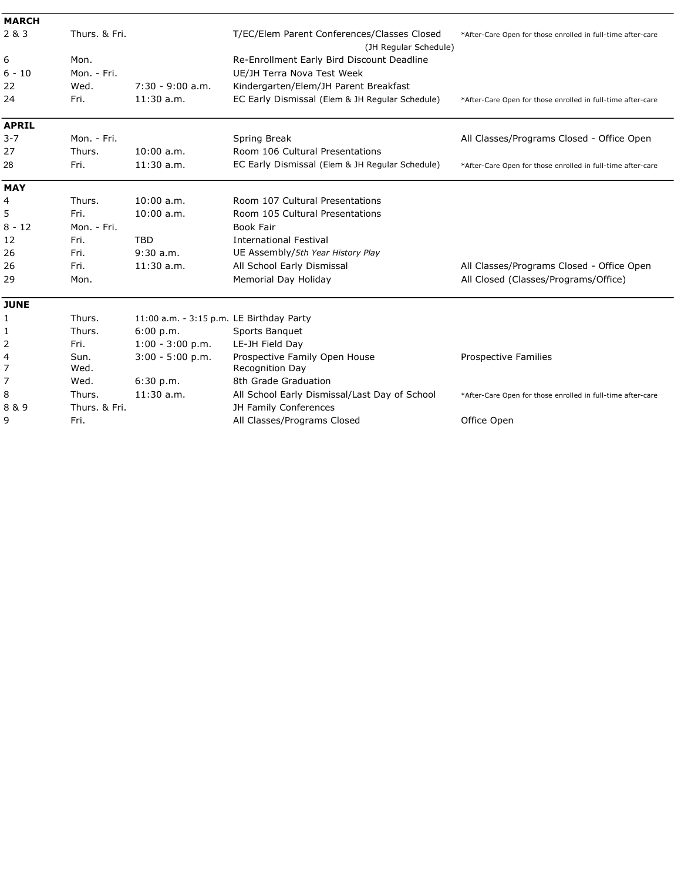| | | | | |
|---|---|---|---|---|
| **MARCH** | | | | |
| 2 & 3 | Thurs. & Fri. | | T/EC/Elem Parent Conferences/Classes Closed (JH Regular Schedule) | *After-Care Open for those enrolled in full-time after-care |
| 6 | Mon. | | Re-Enrollment Early Bird Discount Deadline | |
| 6 - 10 | Mon. - Fri. | | UE/JH Terra Nova Test Week | |
| 22 | Wed. | 7:30 - 9:00 a.m. | Kindergarten/Elem/JH Parent Breakfast | |
| 24 | Fri. | 11:30 a.m. | EC Early Dismissal (Elem & JH Regular Schedule) | *After-Care Open for those enrolled in full-time after-care |
| **APRIL** | | | | |
| 3-7 | Mon. - Fri. | | Spring Break | All Classes/Programs Closed - Office Open |
| 27 | Thurs. | 10:00 a.m. | Room 106 Cultural Presentations | |
| 28 | Fri. | 11:30 a.m. | EC Early Dismissal (Elem & JH Regular Schedule) | *After-Care Open for those enrolled in full-time after-care |
| **MAY** | | | | |
| 4 | Thurs. | 10:00 a.m. | Room 107 Cultural Presentations | |
| 5 | Fri. | 10:00 a.m. | Room 105 Cultural Presentations | |
| 8 - 12 | Mon. - Fri. | | Book Fair | |
| 12 | Fri. | TBD | International Festival | |
| 26 | Fri. | 9:30 a.m. | UE Assembly/*5th Year History Play* | |
| 26 | Fri. | 11:30 a.m. | All School Early Dismissal | All Classes/Programs Closed - Office Open |
| 29 | Mon. | | Memorial Day Holiday | All Closed (Classes/Programs/Office) |
| **JUNE** | | | | |
| 1 | Thurs. | 11:00 a.m. - 3:15 p.m. | LE Birthday Party | |
| 1 | Thurs. | 6:00 p.m. | Sports Banquet | |
| 2 | Fri. | 1:00 - 3:00 p.m. | LE-JH Field Day | |
| 4 | Sun. | 3:00 - 5:00 p.m. | Prospective Family Open House | Prospective Families |
| 7 | Wed. | | Recognition Day | |
| 7 | Wed. | 6:30 p.m. | 8th Grade Graduation | |
| 8 | Thurs. | 11:30 a.m. | All School Early Dismissal/Last Day of School | *After-Care Open for those enrolled in full-time after-care |
| 8 & 9 | Thurs. & Fri. | | JH Family Conferences | |
| 9 | Fri. | | All Classes/Programs Closed | Office Open |